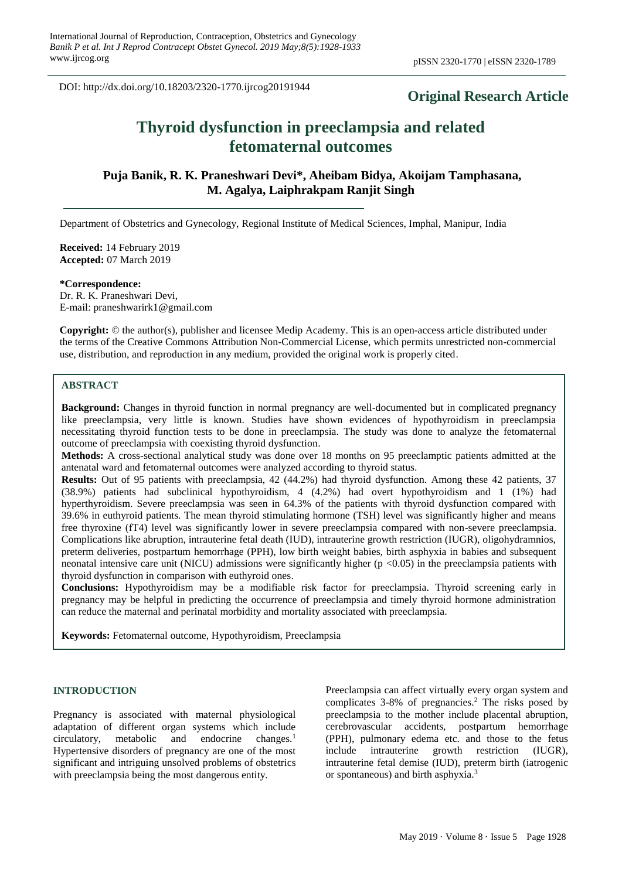DOI: http://dx.doi.org/10.18203/2320-1770.ijrcog20191944

**Original Research Article**

# Thyroid dysfunction in preeclampsia and related fetomaternal outcomes

**Puja Banik, R. K. Praneshwari Devi\*, Aheibam Bidya, Akoijam Tamphasana, M. Agalya, Laiphrakpam Ranjit Singh**

Department of Obstetrics and Gynecology, Regional Institute of Medical Sciences, Imphal, Manipur, India

**Received:** 14 February 2019
**Accepted:** 07 March 2019

**\*Correspondence:**
Dr. R. K. Praneshwari Devi,
E-mail: praneshwarirk1@gmail.com

**Copyright:** © the author(s), publisher and licensee Medip Academy. This is an open-access article distributed under the terms of the Creative Commons Attribution Non-Commercial License, which permits unrestricted non-commercial use, distribution, and reproduction in any medium, provided the original work is properly cited.

## ABSTRACT

**Background:** Changes in thyroid function in normal pregnancy are well-documented but in complicated pregnancy like preeclampsia, very little is known. Studies have shown evidences of hypothyroidism in preeclampsia necessitating thyroid function tests to be done in preeclampsia. The study was done to analyze the fetomaternal outcome of preeclampsia with coexisting thyroid dysfunction.

**Methods:** A cross-sectional analytical study was done over 18 months on 95 preeclamptic patients admitted at the antenatal ward and fetomaternal outcomes were analyzed according to thyroid status.

**Results:** Out of 95 patients with preeclampsia, 42 (44.2%) had thyroid dysfunction. Among these 42 patients, 37 (38.9%) patients had subclinical hypothyroidism, 4 (4.2%) had overt hypothyroidism and 1 (1%) had hyperthyroidism. Severe preeclampsia was seen in 64.3% of the patients with thyroid dysfunction compared with 39.6% in euthyroid patients. The mean thyroid stimulating hormone (TSH) level was significantly higher and means free thyroxine (fT4) level was significantly lower in severe preeclampsia compared with non-severe preeclampsia. Complications like abruption, intrauterine fetal death (IUD), intrauterine growth restriction (IUGR), oligohydramnios, preterm deliveries, postpartum hemorrhage (PPH), low birth weight babies, birth asphyxia in babies and subsequent neonatal intensive care unit (NICU) admissions were significantly higher ($p < 0.05$) in the preeclampsia patients with thyroid dysfunction in comparison with euthyroid ones.

**Conclusions:** Hypothyroidism may be a modifiable risk factor for preeclampsia. Thyroid screening early in pregnancy may be helpful in predicting the occurrence of preeclampsia and timely thyroid hormone administration can reduce the maternal and perinatal morbidity and mortality associated with preeclampsia.

**Keywords:** Fetomaternal outcome, Hypothyroidism, Preeclampsia

## INTRODUCTION

Pregnancy is associated with maternal physiological adaptation of different organ systems which include circulatory, metabolic and endocrine changes.[1] Hypertensive disorders of pregnancy are one of the most significant and intriguing unsolved problems of obstetrics with preeclampsia being the most dangerous entity.

Preeclampsia can affect virtually every organ system and complicates 3-8% of pregnancies.[2] The risks posed by preeclampsia to the mother include placental abruption, cerebrovascular accidents, postpartum hemorrhage (PPH), pulmonary edema etc. and those to the fetus include intrauterine growth restriction (IUGR), intrauterine fetal demise (IUD), preterm birth (iatrogenic or spontaneous) and birth asphyxia.[3]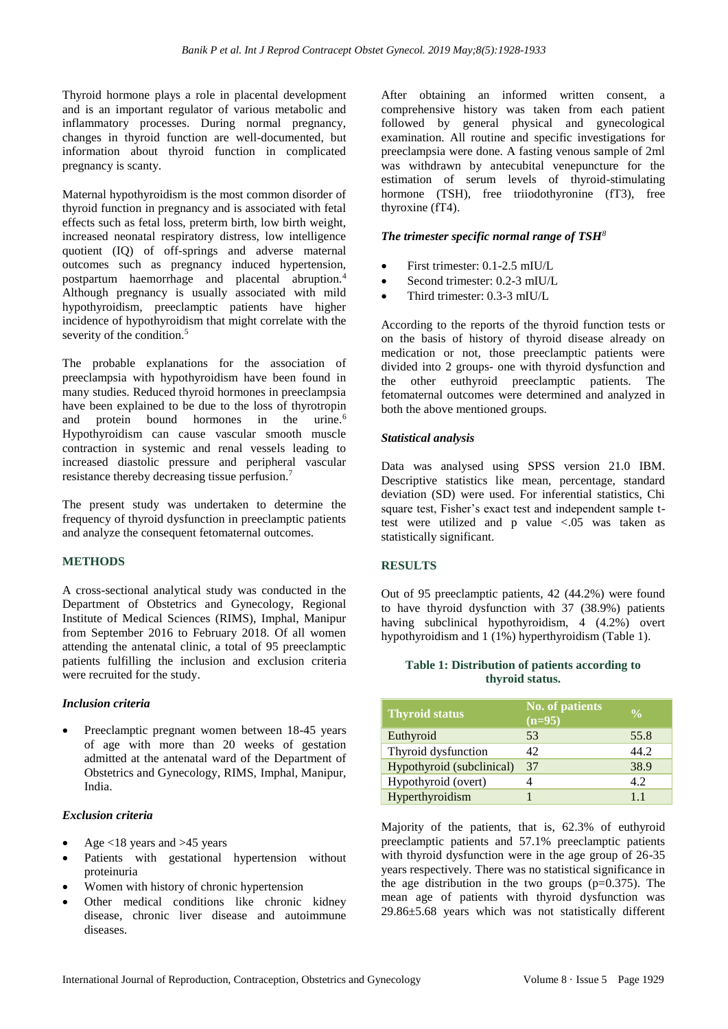Thyroid hormone plays a role in placental development and is an important regulator of various metabolic and inflammatory processes. During normal pregnancy, changes in thyroid function are well-documented, but information about thyroid function in complicated pregnancy is scanty.

Maternal hypothyroidism is the most common disorder of thyroid function in pregnancy and is associated with fetal effects such as fetal loss, preterm birth, low birth weight, increased neonatal respiratory distress, low intelligence quotient (IQ) of off-springs and adverse maternal outcomes such as pregnancy induced hypertension, postpartum haemorrhage and placental abruption.[4] Although pregnancy is usually associated with mild hypothyroidism, preeclamptic patients have higher incidence of hypothyroidism that might correlate with the severity of the condition.[5]

The probable explanations for the association of preeclampsia with hypothyroidism have been found in many studies. Reduced thyroid hormones in preeclampsia have been explained to be due to the loss of thyrotropin and protein bound hormones in the urine.[6] Hypothyroidism can cause vascular smooth muscle contraction in systemic and renal vessels leading to increased diastolic pressure and peripheral vascular resistance thereby decreasing tissue perfusion.[7]

The present study was undertaken to determine the frequency of thyroid dysfunction in preeclamptic patients and analyze the consequent fetomaternal outcomes.

## METHODS

A cross-sectional analytical study was conducted in the Department of Obstetrics and Gynecology, Regional Institute of Medical Sciences (RIMS), Imphal, Manipur from September 2016 to February 2018. Of all women attending the antenatal clinic, a total of 95 preeclamptic patients fulfilling the inclusion and exclusion criteria were recruited for the study.

### *Inclusion criteria*

- Preeclamptic pregnant women between 18-45 years of age with more than 20 weeks of gestation admitted at the antenatal ward of the Department of Obstetrics and Gynecology, RIMS, Imphal, Manipur, India.

### *Exclusion criteria*

- Age <18 years and >45 years
- Patients with gestational hypertension without proteinuria
- Women with history of chronic hypertension
- Other medical conditions like chronic kidney disease, chronic liver disease and autoimmune diseases.

After obtaining an informed written consent, a comprehensive history was taken from each patient followed by general physical and gynecological examination. All routine and specific investigations for preeclampsia were done. A fasting venous sample of 2ml was withdrawn by antecubital venepuncture for the estimation of serum levels of thyroid-stimulating hormone (TSH), free triiodothyronine (fT3), free thyroxine (fT4).

### *The trimester specific normal range of TSH[8]*

- First trimester: 0.1-2.5 mIU/L
- Second trimester: 0.2-3 mIU/L
- Third trimester: 0.3-3 mIU/L

According to the reports of the thyroid function tests or on the basis of history of thyroid disease already on medication or not, those preeclamptic patients were divided into 2 groups- one with thyroid dysfunction and the other euthyroid preeclamptic patients. The fetomaternal outcomes were determined and analyzed in both the above mentioned groups.

### *Statistical analysis*

Data was analysed using SPSS version 21.0 IBM. Descriptive statistics like mean, percentage, standard deviation (SD) were used. For inferential statistics, Chi square test, Fisher's exact test and independent sample t-test were utilized and p value <.05 was taken as statistically significant.

## RESULTS

Out of 95 preeclamptic patients, 42 (44.2%) were found to have thyroid dysfunction with 37 (38.9%) patients having subclinical hypothyroidism, 4 (4.2%) overt hypothyroidism and 1 (1%) hyperthyroidism (Table 1).

**Table 1: Distribution of patients according to thyroid status.**

| Thyroid status | No. of patients (n=95) | % |
|---|---|---|
| Euthyroid | 53 | 55.8 |
| Thyroid dysfunction | 42 | 44.2 |
| Hypothyroid (subclinical) | 37 | 38.9 |
| Hypothyroid (overt) | 4 | 4.2 |
| Hyperthyroidism | 1 | 1.1 |

Majority of the patients, that is, 62.3% of euthyroid preeclamptic patients and 57.1% preeclamptic patients with thyroid dysfunction were in the age group of 26-35 years respectively. There was no statistical significance in the age distribution in the two groups (p=0.375). The mean age of patients with thyroid dysfunction was 29.86±5.68 years which was not statistically different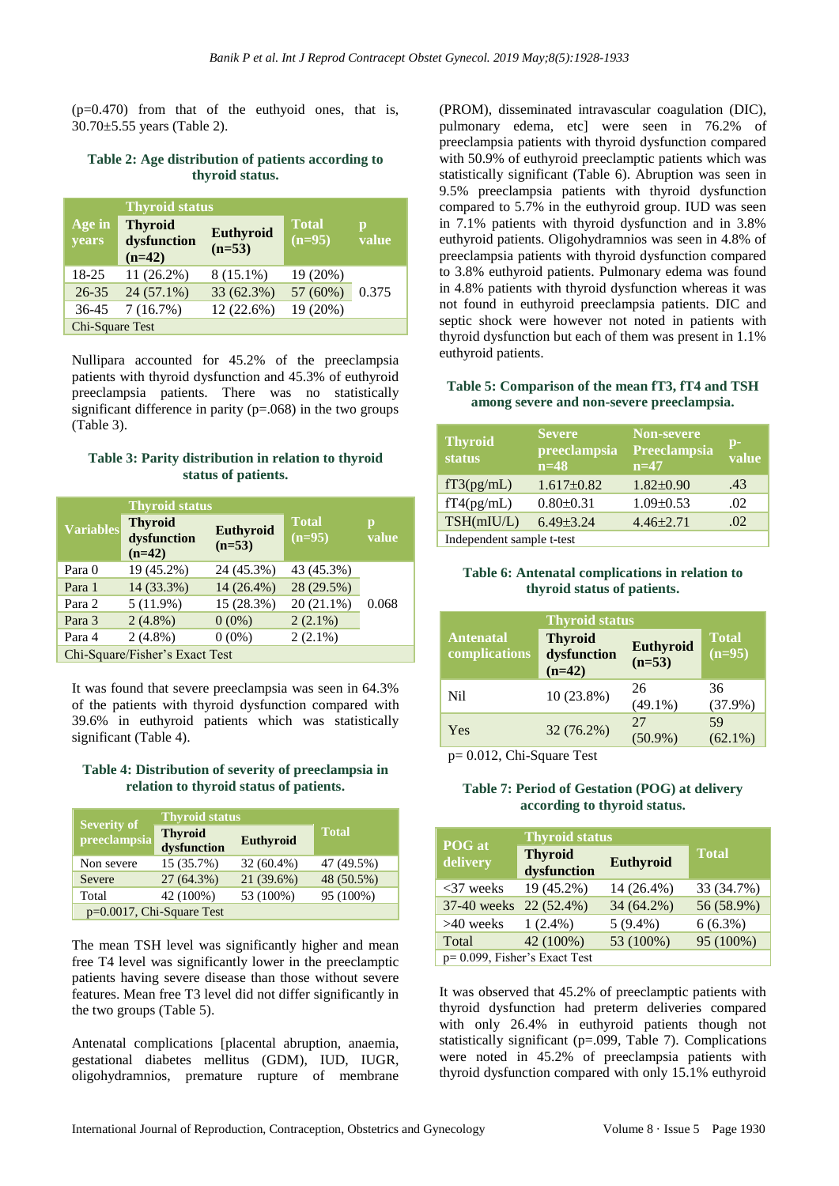(p=0.470) from that of the euthyoid ones, that is, 30.70±5.55 years (Table 2).

**Table 2: Age distribution of patients according to thyroid status.**

| Age in years | Thyroid status | | Total (n=95) | p value |
|---|---|---|---|---|
| | Thyroid dysfunction (n=42) | Euthyroid (n=53) | | |
| 18-25 | 11 (26.2%) | 8 (15.1%) | 19 (20%) | 0.375 |
| 26-35 | 24 (57.1%) | 33 (62.3%) | 57 (60%) | |
| 36-45 | 7 (16.7%) | 12 (22.6%) | 19 (20%) | |
| Chi-Square Test | | | | |

Nullipara accounted for 45.2% of the preeclampsia patients with thyroid dysfunction and 45.3% of euthyroid preeclampsia patients. There was no statistically significant difference in parity (p=.068) in the two groups (Table 3).

**Table 3: Parity distribution in relation to thyroid status of patients.**

| Variables | Thyroid status | | Total (n=95) | p value |
|---|---|---|---|---|
| | Thyroid dysfunction (n=42) | Euthyroid (n=53) | | |
| Para 0 | 19 (45.2%) | 24 (45.3%) | 43 (45.3%) | 0.068 |
| Para 1 | 14 (33.3%) | 14 (26.4%) | 28 (29.5%) | |
| Para 2 | 5 (11.9%) | 15 (28.3%) | 20 (21.1%) | |
| Para 3 | 2 (4.8%) | 0 (0%) | 2 (2.1%) | |
| Para 4 | 2 (4.8%) | 0 (0%) | 2 (2.1%) | |
| Chi-Square/Fisher's Exact Test | | | | |

It was found that severe preeclampsia was seen in 64.3% of the patients with thyroid dysfunction compared with 39.6% in euthyroid patients which was statistically significant (Table 4).

**Table 4: Distribution of severity of preeclampsia in relation to thyroid status of patients.**

| Severity of preeclampsia | Thyroid status | | Total |
|---|---|---|---|
| | Thyroid dysfunction | Euthyroid | |
| Non severe | 15 (35.7%) | 32 (60.4%) | 47 (49.5%) |
| Severe | 27 (64.3%) | 21 (39.6%) | 48 (50.5%) |
| Total | 42 (100%) | 53 (100%) | 95 (100%) |
| p=0.0017, Chi-Square Test | | | |

The mean TSH level was significantly higher and mean free T4 level was significantly lower in the preeclamptic patients having severe disease than those without severe features. Mean free T3 level did not differ significantly in the two groups (Table 5).

Antenatal complications [placental abruption, anaemia, gestational diabetes mellitus (GDM), IUD, IUGR, oligohydramnios, premature rupture of membrane (PROM), disseminated intravascular coagulation (DIC), pulmonary edema, etc] were seen in 76.2% of preeclampsia patients with thyroid dysfunction compared with 50.9% of euthyroid preeclamptic patients which was statistically significant (Table 6). Abruption was seen in 9.5% preeclampsia patients with thyroid dysfunction compared to 5.7% in the euthyroid group. IUD was seen in 7.1% patients with thyroid dysfunction and in 3.8% euthyroid patients. Oligohydramnios was seen in 4.8% of preeclampsia patients with thyroid dysfunction compared to 3.8% euthyroid patients. Pulmonary edema was found in 4.8% patients with thyroid dysfunction whereas it was not found in euthyroid preeclampsia patients. DIC and septic shock were however not noted in patients with thyroid dysfunction but each of them was present in 1.1% euthyroid patients.

**Table 5: Comparison of the mean fT3, fT4 and TSH among severe and non-severe preeclampsia.**

| Thyroid status | Severe preeclampsia n=48 | Non-severe Preeclampsia n=47 | p-value |
|---|---|---|---|
| fT3(pg/mL) | 1.617±0.82 | 1.82±0.90 | .43 |
| fT4(pg/mL) | 0.80±0.31 | 1.09±0.53 | .02 |
| TSH(mIU/L) | 6.49±3.24 | 4.46±2.71 | .02 |
| Independent sample t-test | | | |

**Table 6: Antenatal complications in relation to thyroid status of patients.**

| Antenatal complications | Thyroid status | | Total (n=95) |
|---|---|---|---|
| | Thyroid dysfunction (n=42) | Euthyroid (n=53) | |
| Nil | 10 (23.8%) | 26 (49.1%) | 36 (37.9%) |
| Yes | 32 (76.2%) | 27 (50.9%) | 59 (62.1%) |

p= 0.012, Chi-Square Test

**Table 7: Period of Gestation (POG) at delivery according to thyroid status.**

| POG at delivery | Thyroid status | | Total |
|---|---|---|---|
| | Thyroid dysfunction | Euthyroid | |
| <37 weeks | 19 (45.2%) | 14 (26.4%) | 33 (34.7%) |
| 37-40 weeks | 22 (52.4%) | 34 (64.2%) | 56 (58.9%) |
| >40 weeks | 1 (2.4%) | 5 (9.4%) | 6 (6.3%) |
| Total | 42 (100%) | 53 (100%) | 95 (100%) |
| p= 0.099, Fisher's Exact Test | | | |

It was observed that 45.2% of preeclamptic patients with thyroid dysfunction had preterm deliveries compared with only 26.4% in euthyroid patients though not statistically significant (p=.099, Table 7). Complications were noted in 45.2% of preeclampsia patients with thyroid dysfunction compared with only 15.1% euthyroid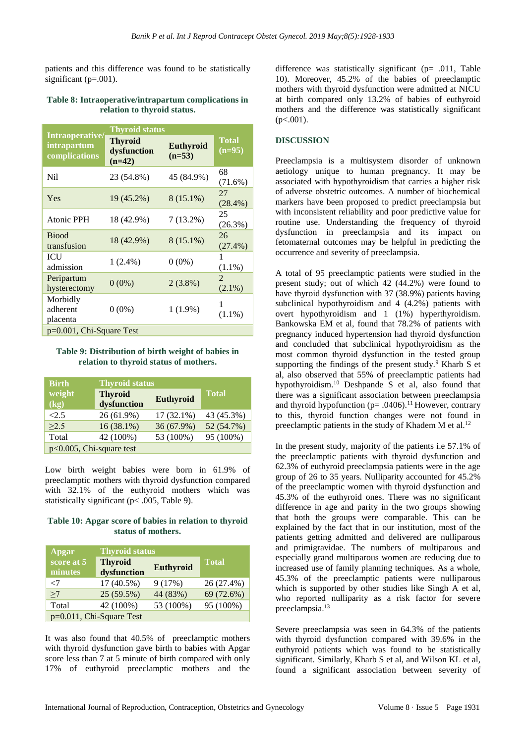patients and this difference was found to be statistically significant (p=.001).

**Table 8: Intraoperative/intrapartum complications in relation to thyroid status.**

| Intraoperative/ intrapartum complications | Thyroid status | | Total (n=95) |
|---|---|---|---|
| | Thyroid dysfunction (n=42) | Euthyroid (n=53) | |
| Nil | 23 (54.8%) | 45 (84.9%) | 68 (71.6%) |
| Yes | 19 (45.2%) | 8 (15.1%) | 27 (28.4%) |
| Atonic PPH | 18 (42.9%) | 7 (13.2%) | 25 (26.3%) |
| Biood transfusion | 18 (42.9%) | 8 (15.1%) | 26 (27.4%) |
| ICU admission | 1 (2.4%) | 0 (0%) | 1 (1.1%) |
| Peripartum hysterectomy | 0 (0%) | 2 (3.8%) | 2 (2.1%) |
| Morbidly adherent placenta | 0 (0%) | 1 (1.9%) | 1 (1.1%) |
| p=0.001, Chi-Square Test | | | |

**Table 9: Distribution of birth weight of babies in relation to thyroid status of mothers.**

| Birth weight (kg) | Thyroid status | | Total |
|---|---|---|---|
| | Thyroid dysfunction | Euthyroid | |
| <2.5 | 26 (61.9%) | 17 (32.1%) | 43 (45.3%) |
| ≥2.5 | 16 (38.1%) | 36 (67.9%) | 52 (54.7%) |
| Total | 42 (100%) | 53 (100%) | 95 (100%) |
| p<0.005, Chi-square test | | | |

Low birth weight babies were born in 61.9% of preeclamptic mothers with thyroid dysfunction compared with 32.1% of the euthyroid mothers which was statistically significant (p< .005, Table 9).

**Table 10: Apgar score of babies in relation to thyroid status of mothers.**

| Apgar score at 5 minutes | Thyroid status | | Total |
|---|---|---|---|
| | Thyroid dysfunction | Euthyroid | |
| <7 | 17 (40.5%) | 9 (17%) | 26 (27.4%) |
| ≥7 | 25 (59.5%) | 44 (83%) | 69 (72.6%) |
| Total | 42 (100%) | 53 (100%) | 95 (100%) |
| p=0.011, Chi-Square Test | | | |

It was also found that 40.5% of preeclamptic mothers with thyroid dysfunction gave birth to babies with Apgar score less than 7 at 5 minute of birth compared with only 17% of euthyroid preeclamptic mothers and the difference was statistically significant (p= .011, Table 10). Moreover, 45.2% of the babies of preeclamptic mothers with thyroid dysfunction were admitted at NICU at birth compared only 13.2% of babies of euthyroid mothers and the difference was statistically significant (p<.001).

## DISCUSSION

Preeclampsia is a multisystem disorder of unknown aetiology unique to human pregnancy. It may be associated with hypothyroidism that carries a higher risk of adverse obstetric outcomes. A number of biochemical markers have been proposed to predict preeclampsia but with inconsistent reliability and poor predictive value for routine use. Understanding the frequency of thyroid dysfunction in preeclampsia and its impact on fetomaternal outcomes may be helpful in predicting the occurrence and severity of preeclampsia.

A total of 95 preeclamptic patients were studied in the present study; out of which 42 (44.2%) were found to have thyroid dysfunction with 37 (38.9%) patients having subclinical hypothyroidism and 4 (4.2%) patients with overt hypothyroidism and 1 (1%) hyperthyroidism. Bankowska EM et al, found that 78.2% of patients with pregnancy induced hypertension had thyroid dysfunction and concluded that subclinical hypothyroidism as the most common thyroid dysfunction in the tested group supporting the findings of the present study.[9] Kharb S et al, also observed that 55% of preeclamptic patients had hypothyroidism.[10] Deshpande S et al, also found that there was a significant association between preeclampsia and thyroid hypofunction (p= .0406).[11] However, contrary to this, thyroid function changes were not found in preeclamptic patients in the study of Khadem M et al.[12]

In the present study, majority of the patients i.e 57.1% of the preeclamptic patients with thyroid dysfunction and 62.3% of euthyroid preeclampsia patients were in the age group of 26 to 35 years. Nulliparity accounted for 45.2% of the preeclamptic women with thyroid dysfunction and 45.3% of the euthyroid ones. There was no significant difference in age and parity in the two groups showing that both the groups were comparable. This can be explained by the fact that in our institution, most of the patients getting admitted and delivered are nulliparous and primigravidae. The numbers of multiparous and especially grand multiparous women are reducing due to increased use of family planning techniques. As a whole, 45.3% of the preeclamptic patients were nulliparous which is supported by other studies like Singh A et al, who reported nulliparity as a risk factor for severe preeclampsia.[13]

Severe preeclampsia was seen in 64.3% of the patients with thyroid dysfunction compared with 39.6% in the euthyroid patients which was found to be statistically significant. Similarly, Kharb S et al, and Wilson KL et al, found a significant association between severity of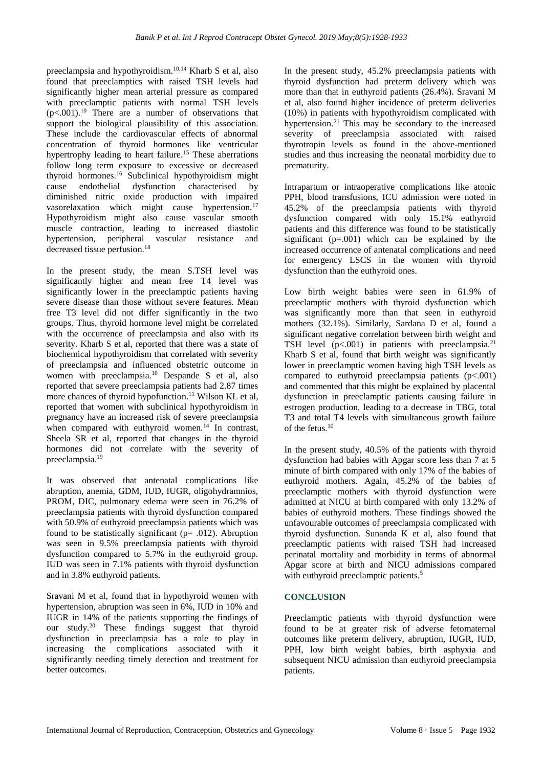preeclampsia and hypothyroidism.[10,14] Kharb S et al, also found that preeclamptics with raised TSH levels had significantly higher mean arterial pressure as compared with preeclamptic patients with normal TSH levels ($p<.001$).[10] There are a number of observations that support the biological plausibility of this association. These include the cardiovascular effects of abnormal concentration of thyroid hormones like ventricular hypertrophy leading to heart failure.[15] These aberrations follow long term exposure to excessive or decreased thyroid hormones.[16] Subclinical hypothyroidism might cause endothelial dysfunction characterised by diminished nitric oxide production with impaired vasorelaxation which might cause hypertension.[17] Hypothyroidism might also cause vascular smooth muscle contraction, leading to increased diastolic hypertension, peripheral vascular resistance and decreased tissue perfusion.[18]

In the present study, the mean S.TSH level was significantly higher and mean free T4 level was significantly lower in the preeclamptic patients having severe disease than those without severe features. Mean free T3 level did not differ significantly in the two groups. Thus, thyroid hormone level might be correlated with the occurrence of preeclampsia and also with its severity. Kharb S et al, reported that there was a state of biochemical hypothyroidism that correlated with severity of preeclampsia and influenced obstetric outcome in women with preeclampsia.[10] Despande S et al, also reported that severe preeclampsia patients had 2.87 times more chances of thyroid hypofunction.[11] Wilson KL et al, reported that women with subclinical hypothyroidism in pregnancy have an increased risk of severe preeclampsia when compared with euthyroid women.[14] In contrast, Sheela SR et al, reported that changes in the thyroid hormones did not correlate with the severity of preeclampsia.[19]

It was observed that antenatal complications like abruption, anemia, GDM, IUD, IUGR, oligohydramnios, PROM, DIC, pulmonary edema were seen in 76.2% of preeclampsia patients with thyroid dysfunction compared with 50.9% of euthyroid preeclampsia patients which was found to be statistically significant ($p= .012$). Abruption was seen in 9.5% preeclampsia patients with thyroid dysfunction compared to 5.7% in the euthyroid group. IUD was seen in 7.1% patients with thyroid dysfunction and in 3.8% euthyroid patients.

Sravani M et al, found that in hypothyroid women with hypertension, abruption was seen in 6%, IUD in 10% and IUGR in 14% of the patients supporting the findings of our study.[20] These findings suggest that thyroid dysfunction in preeclampsia has a role to play in increasing the complications associated with it significantly needing timely detection and treatment for better outcomes.

In the present study, 45.2% preeclampsia patients with thyroid dysfunction had preterm delivery which was more than that in euthyroid patients (26.4%). Sravani M et al, also found higher incidence of preterm deliveries (10%) in patients with hypothyroidism complicated with hypertension.[21] This may be secondary to the increased severity of preeclampsia associated with raised thyrotropin levels as found in the above-mentioned studies and thus increasing the neonatal morbidity due to prematurity.

Intrapartum or intraoperative complications like atonic PPH, blood transfusions, ICU admission were noted in 45.2% of the preeclampsia patients with thyroid dysfunction compared with only 15.1% euthyroid patients and this difference was found to be statistically significant ($p=.001$) which can be explained by the increased occurrence of antenatal complications and need for emergency LSCS in the women with thyroid dysfunction than the euthyroid ones.

Low birth weight babies were seen in 61.9% of preeclamptic mothers with thyroid dysfunction which was significantly more than that seen in euthyroid mothers (32.1%). Similarly, Sardana D et al, found a significant negative correlation between birth weight and TSH level ($p<.001$) in patients with preeclampsia.[21] Kharb S et al, found that birth weight was significantly lower in preeclamptic women having high TSH levels as compared to euthyroid preeclampsia patients ($p<.001$) and commented that this might be explained by placental dysfunction in preeclamptic patients causing failure in estrogen production, leading to a decrease in TBG, total T3 and total T4 levels with simultaneous growth failure of the fetus.[10]

In the present study, 40.5% of the patients with thyroid dysfunction had babies with Apgar score less than 7 at 5 minute of birth compared with only 17% of the babies of euthyroid mothers. Again, 45.2% of the babies of preeclamptic mothers with thyroid dysfunction were admitted at NICU at birth compared with only 13.2% of babies of euthyroid mothers. These findings showed the unfavourable outcomes of preeclampsia complicated with thyroid dysfunction. Sunanda K et al, also found that preeclamptic patients with raised TSH had increased perinatal mortality and morbidity in terms of abnormal Apgar score at birth and NICU admissions compared with euthyroid preeclamptic patients.[5]

## CONCLUSION

Preeclamptic patients with thyroid dysfunction were found to be at greater risk of adverse fetomaternal outcomes like preterm delivery, abruption, IUGR, IUD, PPH, low birth weight babies, birth asphyxia and subsequent NICU admission than euthyroid preeclampsia patients.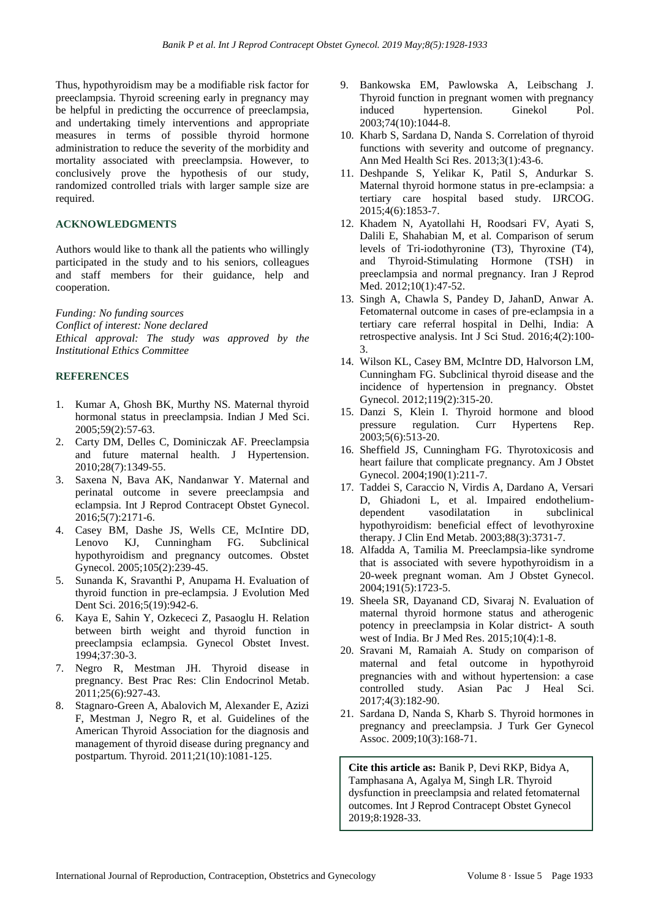Thus, hypothyroidism may be a modifiable risk factor for preeclampsia. Thyroid screening early in pregnancy may be helpful in predicting the occurrence of preeclampsia, and undertaking timely interventions and appropriate measures in terms of possible thyroid hormone administration to reduce the severity of the morbidity and mortality associated with preeclampsia. However, to conclusively prove the hypothesis of our study, randomized controlled trials with larger sample size are required.

## ACKNOWLEDGMENTS

Authors would like to thank all the patients who willingly participated in the study and to his seniors, colleagues and staff members for their guidance, help and cooperation.

*Funding: No funding sources*
*Conflict of interest: None declared*
*Ethical approval: The study was approved by the Institutional Ethics Committee*

## REFERENCES

1. Kumar A, Ghosh BK, Murthy NS. Maternal thyroid hormonal status in preeclampsia. Indian J Med Sci. 2005;59(2):57-63.
2. Carty DM, Delles C, Dominiczak AF. Preeclampsia and future maternal health. J Hypertension. 2010;28(7):1349-55.
3. Saxena N, Bava AK, Nandanwar Y. Maternal and perinatal outcome in severe preeclampsia and eclampsia. Int J Reprod Contracept Obstet Gynecol. 2016;5(7):2171-6.
4. Casey BM, Dashe JS, Wells CE, McIntire DD, Lenovo KJ, Cunningham FG. Subclinical hypothyroidism and pregnancy outcomes. Obstet Gynecol. 2005;105(2):239-45.
5. Sunanda K, Sravanthi P, Anupama H. Evaluation of thyroid function in pre-eclampsia. J Evolution Med Dent Sci. 2016;5(19):942-6.
6. Kaya E, Sahin Y, Ozkececi Z, Pasaoglu H. Relation between birth weight and thyroid function in preeclampsia eclampsia. Gynecol Obstet Invest. 1994;37:30-3.
7. Negro R, Mestman JH. Thyroid disease in pregnancy. Best Prac Res: Clin Endocrinol Metab. 2011;25(6):927-43.
8. Stagnaro-Green A, Abalovich M, Alexander E, Azizi F, Mestman J, Negro R, et al. Guidelines of the American Thyroid Association for the diagnosis and management of thyroid disease during pregnancy and postpartum. Thyroid. 2011;21(10):1081-125.
9. Bankowska EM, Pawlowska A, Leibschang J. Thyroid function in pregnant women with pregnancy induced hypertension. Ginekol Pol. 2003;74(10):1044-8.
10. Kharb S, Sardana D, Nanda S. Correlation of thyroid functions with severity and outcome of pregnancy. Ann Med Health Sci Res. 2013;3(1):43-6.
11. Deshpande S, Yelikar K, Patil S, Andurkar S. Maternal thyroid hormone status in pre-eclampsia: a tertiary care hospital based study. IJRCOG. 2015;4(6):1853-7.
12. Khadem N, Ayatollahi H, Roodsari FV, Ayati S, Dalili E, Shahabian M, et al. Comparison of serum levels of Tri-iodothyronine (T3), Thyroxine (T4), and Thyroid-Stimulating Hormone (TSH) in preeclampsia and normal pregnancy. Iran J Reprod Med. 2012;10(1):47-52.
13. Singh A, Chawla S, Pandey D, JahanD, Anwar A. Fetomaternal outcome in cases of pre-eclampsia in a tertiary care referral hospital in Delhi, India: A retrospective analysis. Int J Sci Stud. 2016;4(2):100-3.
14. Wilson KL, Casey BM, McIntre DD, Halvorson LM, Cunningham FG. Subclinical thyroid disease and the incidence of hypertension in pregnancy. Obstet Gynecol. 2012;119(2):315-20.
15. Danzi S, Klein I. Thyroid hormone and blood pressure regulation. Curr Hypertens Rep. 2003;5(6):513-20.
16. Sheffield JS, Cunningham FG. Thyrotoxicosis and heart failure that complicate pregnancy. Am J Obstet Gynecol. 2004;190(1):211-7.
17. Taddei S, Caraccio N, Virdis A, Dardano A, Versari D, Ghiadoni L, et al. Impaired endothelium-dependent vasodilatation in subclinical hypothyroidism: beneficial effect of levothyroxine therapy. J Clin End Metab. 2003;88(3):3731-7.
18. Alfadda A, Tamilia M. Preeclampsia-like syndrome that is associated with severe hypothyroidism in a 20-week pregnant woman. Am J Obstet Gynecol. 2004;191(5):1723-5.
19. Sheela SR, Dayanand CD, Sivaraj N. Evaluation of maternal thyroid hormone status and atherogenic potency in preeclampsia in Kolar district- A south west of India. Br J Med Res. 2015;10(4):1-8.
20. Sravani M, Ramaiah A. Study on comparison of maternal and fetal outcome in hypothyroid pregnancies with and without hypertension: a case controlled study. Asian Pac J Heal Sci. 2017;4(3):182-90.
21. Sardana D, Nanda S, Kharb S. Thyroid hormones in pregnancy and preeclampsia. J Turk Ger Gynecol Assoc. 2009;10(3):168-71.

**Cite this article as:** Banik P, Devi RKP, Bidya A, Tamphasana A, Agalya M, Singh LR. Thyroid dysfunction in preeclampsia and related fetomaternal outcomes. Int J Reprod Contracept Obstet Gynecol 2019;8:1928-33.